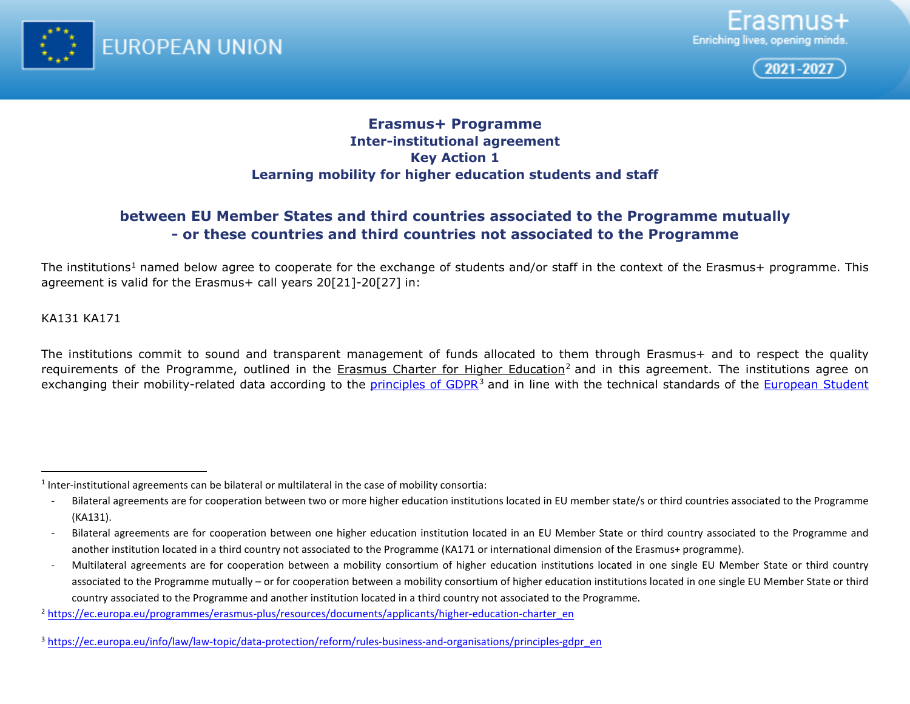# Erasmus+ Programme
## Inter-institutional agreement
## Key Action 1
## Learning mobility for higher education students and staff

### between EU Member States and third countries associated to the Programme mutually - or these countries and third countries not associated to the Programme

The institutions[1] named below agree to cooperate for the exchange of students and/or staff in the context of the Erasmus+ programme. This agreement is valid for the Erasmus+ call years 20[21]-20[27] in:

KA131 KA171

The institutions commit to sound and transparent management of funds allocated to them through Erasmus+ and to respect the quality requirements of the Programme, outlined in the Erasmus Charter for Higher Education[2] and in this agreement. The institutions agree on exchanging their mobility-related data according to the principles of GDPR[3] and in line with the technical standards of the European Student

---

[1] Inter-institutional agreements can be bilateral or multilateral in the case of mobility consortia:

- Bilateral agreements are for cooperation between two or more higher education institutions located in EU member state/s or third countries associated to the Programme (KA131).
- Bilateral agreements are for cooperation between one higher education institution located in an EU Member State or third country associated to the Programme and another institution located in a third country not associated to the Programme (KA171 or international dimension of the Erasmus+ programme).
- Multilateral agreements are for cooperation between a mobility consortium of higher education institutions located in one single EU Member State or third country associated to the Programme mutually – or for cooperation between a mobility consortium of higher education institutions located in one single EU Member State or third country associated to the Programme and another institution located in a third country not associated to the Programme.

[2] https://ec.europa.eu/programmes/erasmus-plus/resources/documents/applicants/higher-education-charter_en

[3] https://ec.europa.eu/info/law/law-topic/data-protection/reform/rules-business-and-organisations/principles-gdpr_en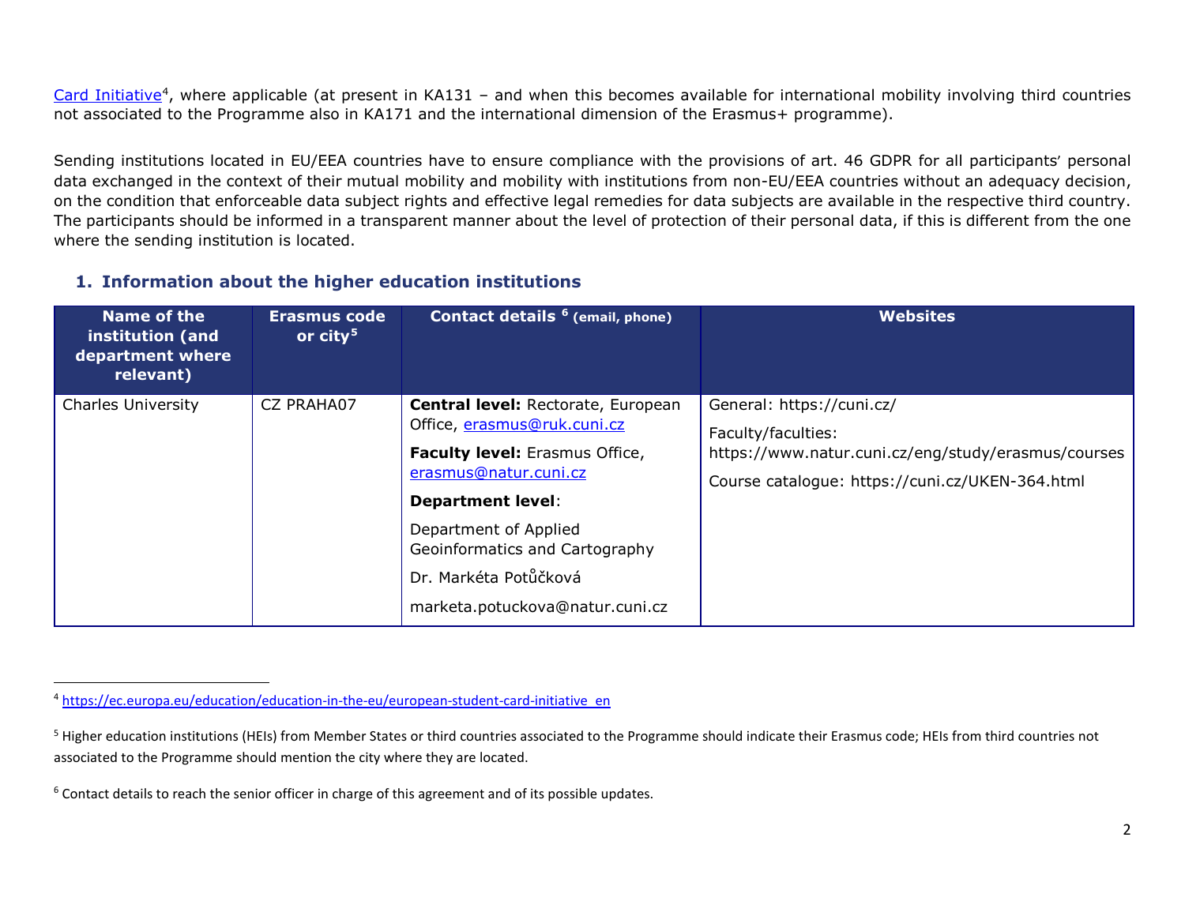Card Initiative[4], where applicable (at present in KA131 – and when this becomes available for international mobility involving third countries not associated to the Programme also in KA171 and the international dimension of the Erasmus+ programme).

Sending institutions located in EU/EEA countries have to ensure compliance with the provisions of art. 46 GDPR for all participants' personal data exchanged in the context of their mutual mobility and mobility with institutions from non-EU/EEA countries without an adequacy decision, on the condition that enforceable data subject rights and effective legal remedies for data subjects are available in the respective third country. The participants should be informed in a transparent manner about the level of protection of their personal data, if this is different from the one where the sending institution is located.

## 1. Information about the higher education institutions

| Name of the institution (and department where relevant) | Erasmus code or city[5] | Contact details [6] (email, phone) | Websites |
|---|---|---|---|
| Charles University | CZ PRAHA07 | **Central level:** Rectorate, European Office, erasmus@ruk.cuni.cz<br>**Faculty level:** Erasmus Office, erasmus@natur.cuni.cz<br>**Department level**:<br>Department of Applied Geoinformatics and Cartography<br>Dr. Markéta Potůčková<br>marketa.potuckova@natur.cuni.cz | General: https://cuni.cz/<br>Faculty/faculties: https://www.natur.cuni.cz/eng/study/erasmus/courses<br>Course catalogue: https://cuni.cz/UKEN-364.html |

[4] https://ec.europa.eu/education/education-in-the-eu/european-student-card-initiative_en

[5] Higher education institutions (HEIs) from Member States or third countries associated to the Programme should indicate their Erasmus code; HEIs from third countries not associated to the Programme should mention the city where they are located.

[6] Contact details to reach the senior officer in charge of this agreement and of its possible updates.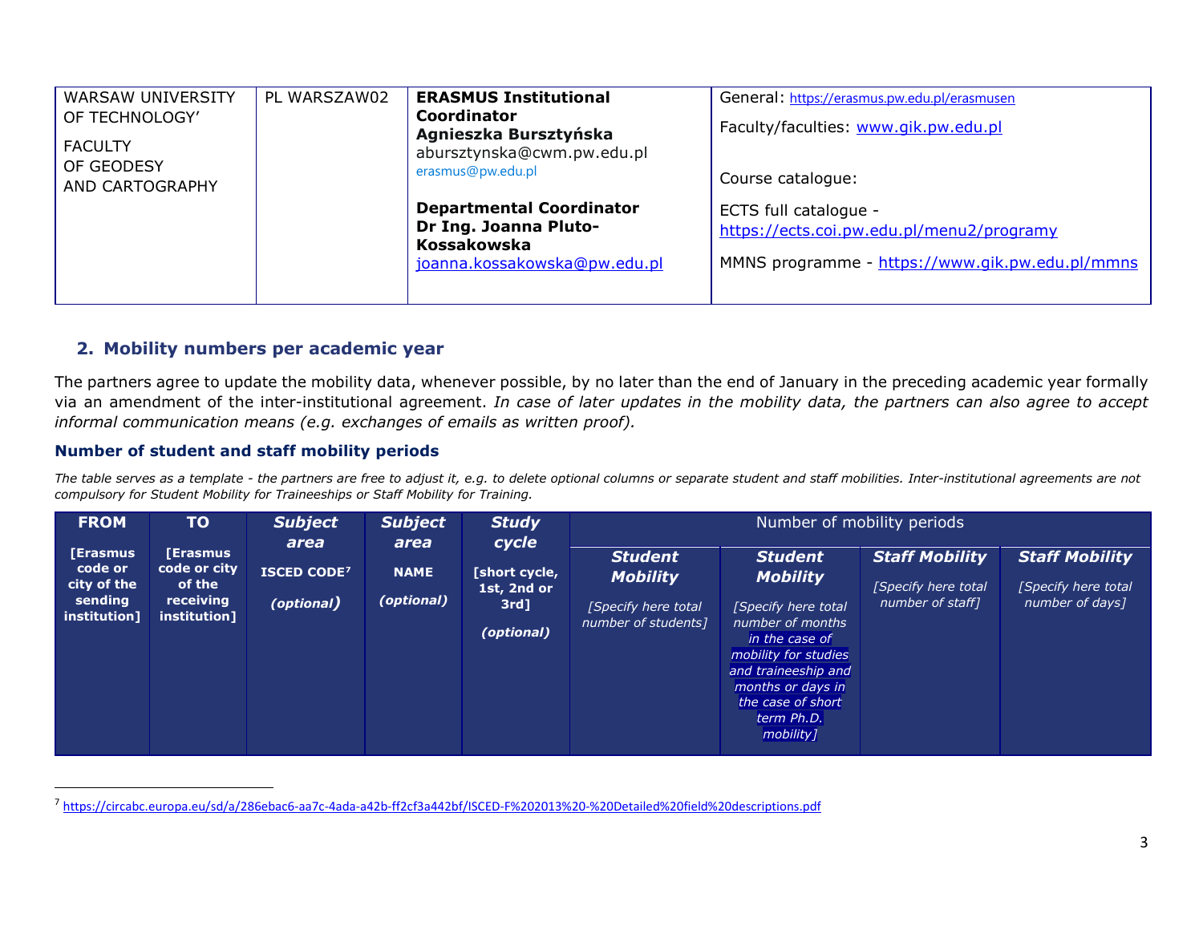| | | | |
|---|---|---|---|
| WARSAW UNIVERSITY OF TECHNOLOGY'<br><br>FACULTY OF GEODESY AND CARTOGRAPHY | PL WARSZAW02 | **ERASMUS Institutional Coordinator**<br>**Agnieszka Bursztyńska**<br>abursztynska@cwm.pw.edu.pl<br>erasmus@pw.edu.pl<br><br>**Departmental Coordinator**<br>**Dr Ing. Joanna Pluto-Kossakowska**<br>joanna.kossakowska@pw.edu.pl | General: https://erasmus.pw.edu.pl/erasmusen<br><br>Faculty/faculties: www.gik.pw.edu.pl<br><br>Course catalogue:<br><br>ECTS full catalogue - https://ects.coi.pw.edu.pl/menu2/programy<br><br>MMNS programme - https://www.gik.pw.edu.pl/mmns |

## 2. Mobility numbers per academic year

The partners agree to update the mobility data, whenever possible, by no later than the end of January in the preceding academic year formally via an amendment of the inter-institutional agreement. *In case of later updates in the mobility data, the partners can also agree to accept informal communication means (e.g. exchanges of emails as written proof).*

### Number of student and staff mobility periods

*The table serves as a template - the partners are free to adjust it, e.g. to delete optional columns or separate student and staff mobilities. Inter-institutional agreements are not compulsory for Student Mobility for Traineeships or Staff Mobility for Training.*

| **FROM** | **TO** | ***Subject area*** | ***Subject area*** | ***Study cycle*** | Number of mobility periods | | | |
|---|---|---|---|---|---|---|---|---|
| **[Erasmus code or city of the sending institution]** | **[Erasmus code or city of the receiving institution]** | **ISCED CODE**[7]<br>***(optional)*** | **NAME**<br>***(optional)*** | **[short cycle, 1st, 2nd or 3rd]**<br>***(optional)*** | ***Student Mobility***<br>*[Specify here total number of students]* | ***Student Mobility***<br>*[Specify here total number of months in the case of mobility for studies and traineeship and months or days in the case of short term Ph.D. mobility]* | ***Staff Mobility***<br>*[Specify here total number of staff]* | ***Staff Mobility***<br>*[Specify here total number of days]* |

[7] https://circabc.europa.eu/sd/a/286ebac6-aa7c-4ada-a42b-ff2cf3a442bf/ISCED-F%202013%20-%20Detailed%20field%20descriptions.pdf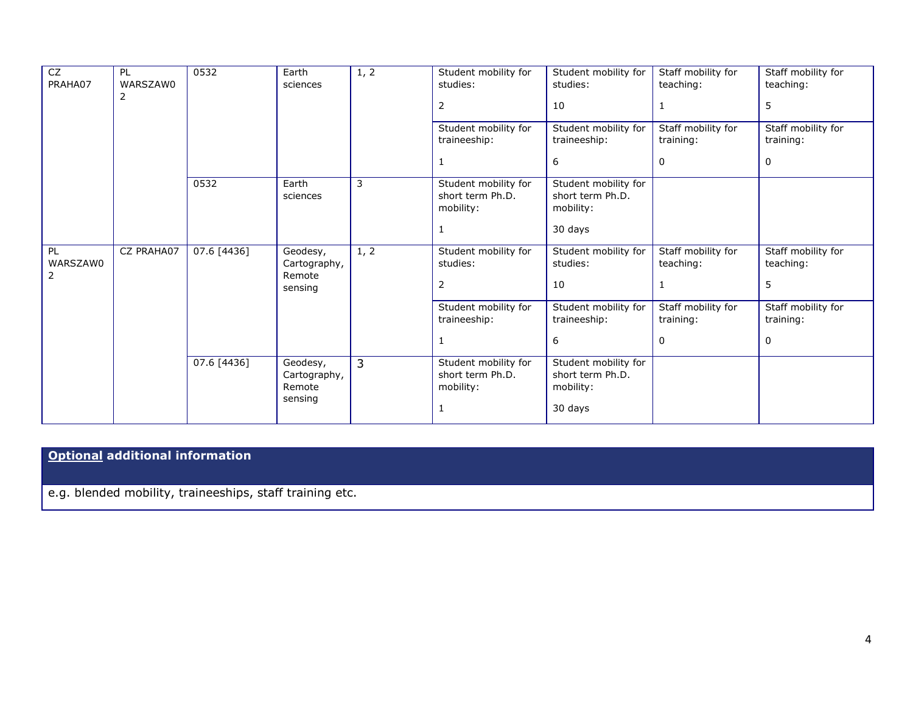| | | | | | | | | |
|---|---|---|---|---|---|---|---|---|
| CZ PRAHA07 | PL WARSZAW02 | 0532 | Earth sciences | 1, 2 | Student mobility for studies: 2 | Student mobility for studies: 10 | Staff mobility for teaching: 1 | Staff mobility for teaching: 5 |
| | | | | | Student mobility for traineeship: 1 | Student mobility for traineeship: 6 | Staff mobility for training: 0 | Staff mobility for training: 0 |
| | | 0532 | Earth sciences | 3 | Student mobility for short term Ph.D. mobility: 1 | Student mobility for short term Ph.D. mobility: 30 days | | |
| PL WARSZAW02 | CZ PRAHA07 | 07.6 [4436] | Geodesy, Cartography, Remote sensing | 1, 2 | Student mobility for studies: 2 | Student mobility for studies: 10 | Staff mobility for teaching: 1 | Staff mobility for teaching: 5 |
| | | | | | Student mobility for traineeship: 1 | Student mobility for traineeship: 6 | Staff mobility for training: 0 | Staff mobility for training: 0 |
| | | 07.6 [4436] | Geodesy, Cartography, Remote sensing | 3 | Student mobility for short term Ph.D. mobility: 1 | Student mobility for short term Ph.D. mobility: 30 days | | |

**Optional additional information**

e.g. blended mobility, traineeships, staff training etc.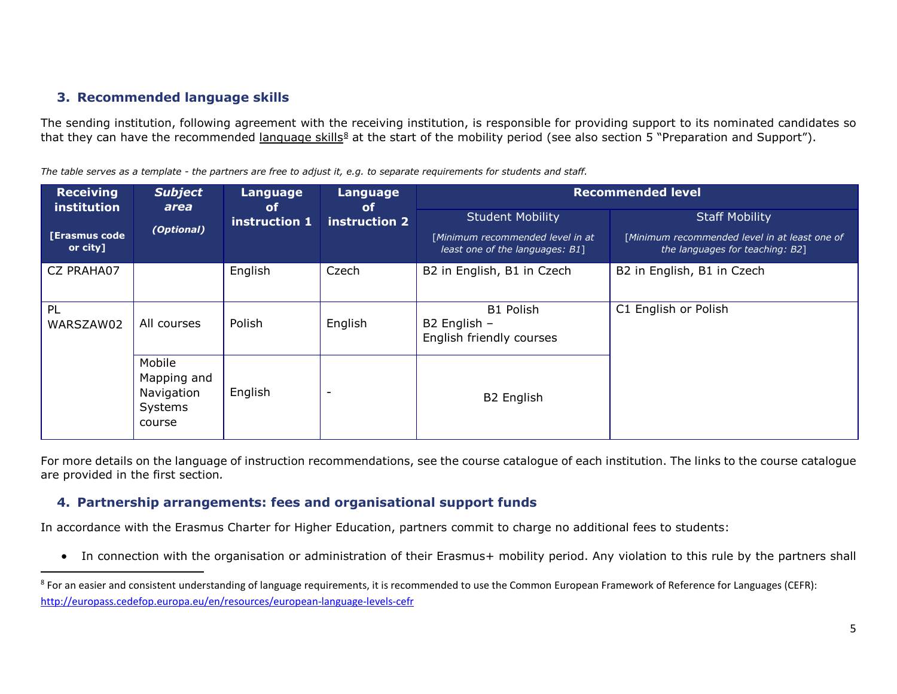## 3. Recommended language skills

The sending institution, following agreement with the receiving institution, is responsible for providing support to its nominated candidates so that they can have the recommended language skills[8] at the start of the mobility period (see also section 5 "Preparation and Support").

*The table serves as a template - the partners are free to adjust it, e.g. to separate requirements for students and staff.*

| **Receiving institution** [Erasmus code or city] | ***Subject area*** *(Optional)* | **Language of instruction 1** | **Language of instruction 2** | **Recommended level** | |
|---|---|---|---|---|---|
| | | | | Student Mobility [*Minimum recommended level in at least one of the languages: B1*] | Staff Mobility [*Minimum recommended level in at least one of the languages for teaching: B2*] |
| CZ PRAHA07 | | English | Czech | B2 in English, B1 in Czech | B2 in English, B1 in Czech |
| PL WARSZAW02 | All courses | Polish | English | B1 Polish<br>B2 English – English friendly courses | C1 English or Polish |
| | Mobile Mapping and Navigation Systems course | English | - | B2 English | |

For more details on the language of instruction recommendations, see the course catalogue of each institution. The links to the course catalogue are provided in the first section.

## 4. Partnership arrangements: fees and organisational support funds

In accordance with the Erasmus Charter for Higher Education, partners commit to charge no additional fees to students:

- In connection with the organisation or administration of their Erasmus+ mobility period. Any violation to this rule by the partners shall

[8] For an easier and consistent understanding of language requirements, it is recommended to use the Common European Framework of Reference for Languages (CEFR): http://europass.cedefop.europa.eu/en/resources/european-language-levels-cefr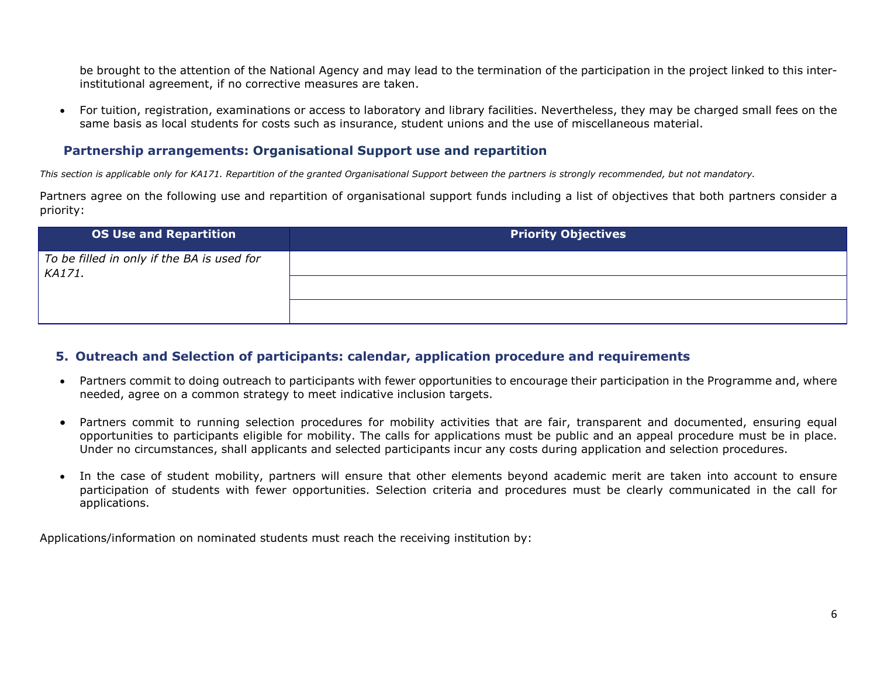be brought to the attention of the National Agency and may lead to the termination of the participation in the project linked to this inter-institutional agreement, if no corrective measures are taken.

- For tuition, registration, examinations or access to laboratory and library facilities. Nevertheless, they may be charged small fees on the same basis as local students for costs such as insurance, student unions and the use of miscellaneous material.

### Partnership arrangements: Organisational Support use and repartition

*This section is applicable only for KA171. Repartition of the granted Organisational Support between the partners is strongly recommended, but not mandatory.*

Partners agree on the following use and repartition of organisational support funds including a list of objectives that both partners consider a priority:

| OS Use and Repartition | Priority Objectives |
|---|---|
| *To be filled in only if the BA is used for KA171.* | |
| | |
| | |

## 5. Outreach and Selection of participants: calendar, application procedure and requirements

- Partners commit to doing outreach to participants with fewer opportunities to encourage their participation in the Programme and, where needed, agree on a common strategy to meet indicative inclusion targets.

- Partners commit to running selection procedures for mobility activities that are fair, transparent and documented, ensuring equal opportunities to participants eligible for mobility. The calls for applications must be public and an appeal procedure must be in place. Under no circumstances, shall applicants and selected participants incur any costs during application and selection procedures.

- In the case of student mobility, partners will ensure that other elements beyond academic merit are taken into account to ensure participation of students with fewer opportunities. Selection criteria and procedures must be clearly communicated in the call for applications.

Applications/information on nominated students must reach the receiving institution by: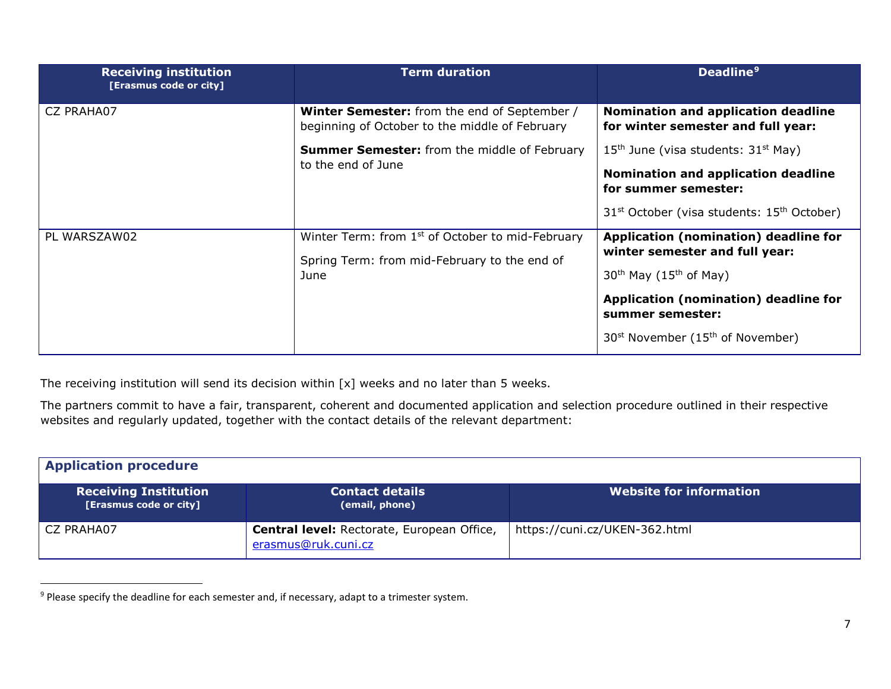| Receiving institution [Erasmus code or city] | Term duration | Deadline[9] |
|---|---|---|
| CZ PRAHA07 | **Winter Semester:** from the end of September / beginning of October to the middle of February<br>**Summer Semester:** from the middle of February to the end of June | **Nomination and application deadline for winter semester and full year:**<br>15th June (visa students: 31st May)<br>**Nomination and application deadline for summer semester:**<br>31st October (visa students: 15th October) |
| PL WARSZAW02 | Winter Term: from 1st of October to mid-February<br>Spring Term: from mid-February to the end of June | **Application (nomination) deadline for winter semester and full year:**<br>30th May (15th of May)<br>**Application (nomination) deadline for summer semester:**<br>30st November (15th of November) |

The receiving institution will send its decision within [x] weeks and no later than 5 weeks.

The partners commit to have a fair, transparent, coherent and documented application and selection procedure outlined in their respective websites and regularly updated, together with the contact details of the relevant department:

| **Application procedure** | | |
|---|---|---|
| **Receiving Institution [Erasmus code or city]** | **Contact details (email, phone)** | **Website for information** |
| CZ PRAHA07 | **Central level:** Rectorate, European Office, erasmus@ruk.cuni.cz | https://cuni.cz/UKEN-362.html |

[9] Please specify the deadline for each semester and, if necessary, adapt to a trimester system.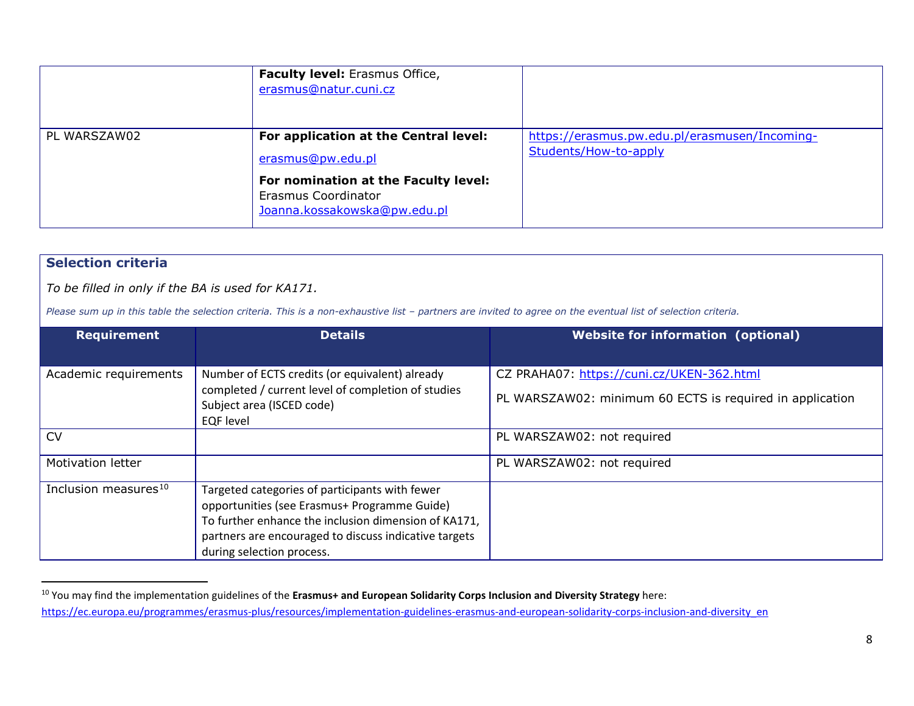| | | |
|---|---|---|
| | **Faculty level:** Erasmus Office, erasmus@natur.cuni.cz | |
| PL WARSZAW02 | **For application at the Central level:** erasmus@pw.edu.pl **For nomination at the Faculty level:** Erasmus Coordinator Joanna.kossakowska@pw.edu.pl | https://erasmus.pw.edu.pl/erasmusen/Incoming-Students/How-to-apply |

## Selection criteria

*To be filled in only if the BA is used for KA171.*

*Please sum up in this table the selection criteria. This is a non-exhaustive list – partners are invited to agree on the eventual list of selection criteria.*

| Requirement | Details | Website for information (optional) |
|---|---|---|
| Academic requirements | Number of ECTS credits (or equivalent) already completed / current level of completion of studies<br>Subject area (ISCED code)<br>EQF level | CZ PRAHA07: https://cuni.cz/UKEN-362.html<br>PL WARSZAW02: minimum 60 ECTS is required in application |
| CV | | PL WARSZAW02: not required |
| Motivation letter | | PL WARSZAW02: not required |
| Inclusion measures[10] | Targeted categories of participants with fewer opportunities (see Erasmus+ Programme Guide)<br>To further enhance the inclusion dimension of KA171, partners are encouraged to discuss indicative targets during selection process. | |

[10] You may find the implementation guidelines of the **Erasmus+ and European Solidarity Corps Inclusion and Diversity Strategy** here: https://ec.europa.eu/programmes/erasmus-plus/resources/implementation-guidelines-erasmus-and-european-solidarity-corps-inclusion-and-diversity_en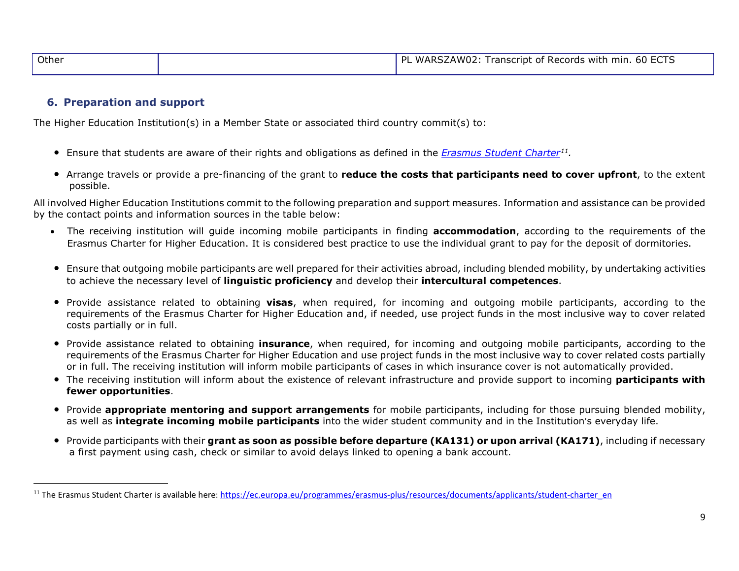| | | |
|---|---|---|
| Other | | PL WARSZAW02: Transcript of Records with min. 60 ECTS |

## 6. Preparation and support

The Higher Education Institution(s) in a Member State or associated third country commit(s) to:

- Ensure that students are aware of their rights and obligations as defined in the *Erasmus Student Charter*[11].
- Arrange travels or provide a pre-financing of the grant to **reduce the costs that participants need to cover upfront**, to the extent possible.

All involved Higher Education Institutions commit to the following preparation and support measures. Information and assistance can be provided by the contact points and information sources in the table below:

- The receiving institution will guide incoming mobile participants in finding **accommodation**, according to the requirements of the Erasmus Charter for Higher Education. It is considered best practice to use the individual grant to pay for the deposit of dormitories.
- Ensure that outgoing mobile participants are well prepared for their activities abroad, including blended mobility, by undertaking activities to achieve the necessary level of **linguistic proficiency** and develop their **intercultural competences**.
- Provide assistance related to obtaining **visas**, when required, for incoming and outgoing mobile participants, according to the requirements of the Erasmus Charter for Higher Education and, if needed, use project funds in the most inclusive way to cover related costs partially or in full.
- Provide assistance related to obtaining **insurance**, when required, for incoming and outgoing mobile participants, according to the requirements of the Erasmus Charter for Higher Education and use project funds in the most inclusive way to cover related costs partially or in full. The receiving institution will inform mobile participants of cases in which insurance cover is not automatically provided.
- The receiving institution will inform about the existence of relevant infrastructure and provide support to incoming **participants with fewer opportunities**.
- Provide **appropriate mentoring and support arrangements** for mobile participants, including for those pursuing blended mobility, as well as **integrate incoming mobile participants** into the wider student community and in the Institution's everyday life.
- Provide participants with their **grant as soon as possible before departure (KA131) or upon arrival (KA171)**, including if necessary a first payment using cash, check or similar to avoid delays linked to opening a bank account.

[11] The Erasmus Student Charter is available here: https://ec.europa.eu/programmes/erasmus-plus/resources/documents/applicants/student-charter_en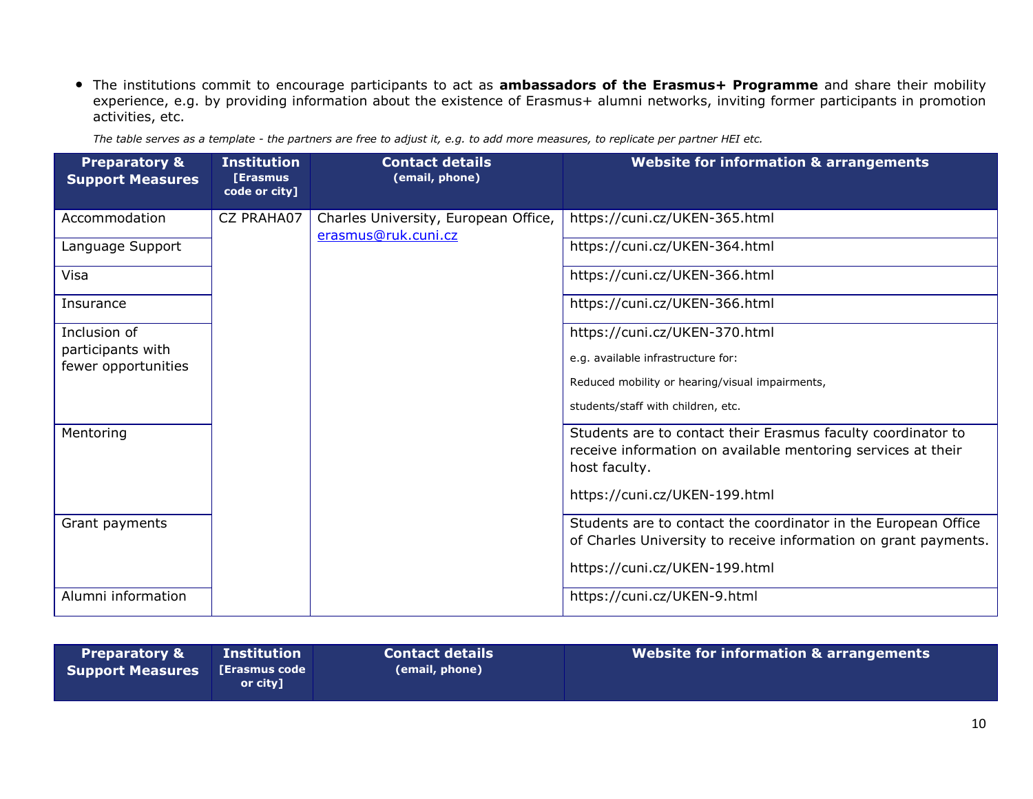- The institutions commit to encourage participants to act as **ambassadors of the Erasmus+ Programme** and share their mobility experience, e.g. by providing information about the existence of Erasmus+ alumni networks, inviting former participants in promotion activities, etc.

*The table serves as a template - the partners are free to adjust it, e.g. to add more measures, to replicate per partner HEI etc.*

| Preparatory & Support Measures | Institution [Erasmus code or city] | Contact details (email, phone) | Website for information & arrangements |
|---|---|---|---|
| Accommodation | CZ PRAHA07 | Charles University, European Office, erasmus@ruk.cuni.cz | https://cuni.cz/UKEN-365.html |
| Language Support | | | https://cuni.cz/UKEN-364.html |
| Visa | | | https://cuni.cz/UKEN-366.html |
| Insurance | | | https://cuni.cz/UKEN-366.html |
| Inclusion of participants with fewer opportunities | | | https://cuni.cz/UKEN-370.html<br>e.g. available infrastructure for:<br>Reduced mobility or hearing/visual impairments,<br>students/staff with children, etc. |
| Mentoring | | | Students are to contact their Erasmus faculty coordinator to receive information on available mentoring services at their host faculty.<br>https://cuni.cz/UKEN-199.html |
| Grant payments | | | Students are to contact the coordinator in the European Office of Charles University to receive information on grant payments.<br>https://cuni.cz/UKEN-199.html |
| Alumni information | | | https://cuni.cz/UKEN-9.html |

| Preparatory & Support Measures | Institution [Erasmus code or city] | Contact details (email, phone) | Website for information & arrangements |
|---|---|---|---|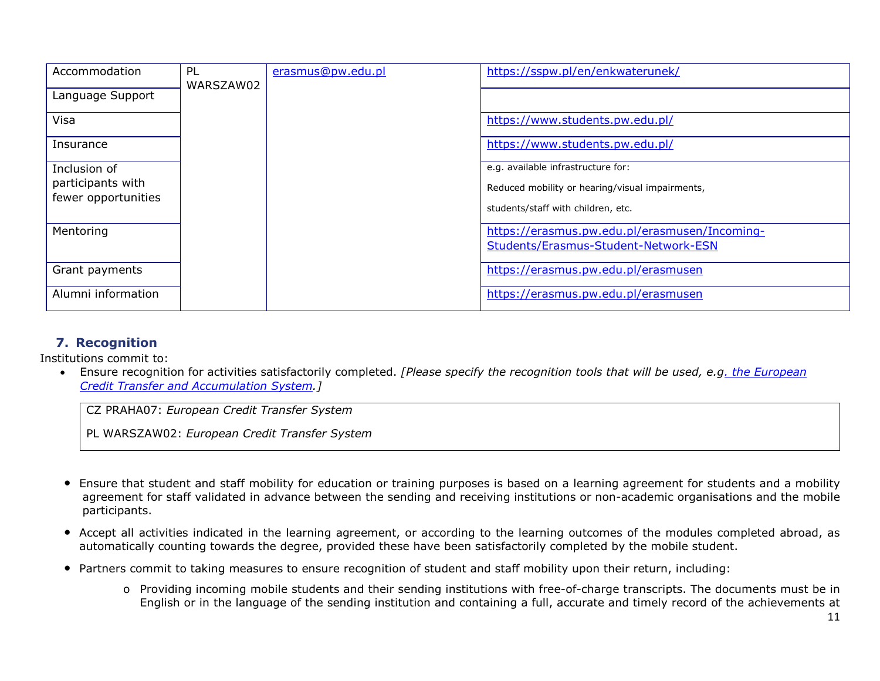| | | | |
|---|---|---|---|
| Accommodation | PL WARSZAW02 | erasmus@pw.edu.pl | https://sspw.pl/en/enkwaterunek/ |
| Language Support | | | |
| Visa | | | https://www.students.pw.edu.pl/ |
| Insurance | | | https://www.students.pw.edu.pl/ |
| Inclusion of participants with fewer opportunities | | | e.g. available infrastructure for: Reduced mobility or hearing/visual impairments, students/staff with children, etc. |
| Mentoring | | | https://erasmus.pw.edu.pl/erasmusen/Incoming-Students/Erasmus-Student-Network-ESN |
| Grant payments | | | https://erasmus.pw.edu.pl/erasmusen |
| Alumni information | | | https://erasmus.pw.edu.pl/erasmusen |

## 7. Recognition

Institutions commit to:

- Ensure recognition for activities satisfactorily completed. *[Please specify the recognition tools that will be used, e.g. the European Credit Transfer and Accumulation System.]*

CZ PRAHA07: *European Credit Transfer System*

PL WARSZAW02: *European Credit Transfer System*

- Ensure that student and staff mobility for education or training purposes is based on a learning agreement for students and a mobility agreement for staff validated in advance between the sending and receiving institutions or non-academic organisations and the mobile participants.
- Accept all activities indicated in the learning agreement, or according to the learning outcomes of the modules completed abroad, as automatically counting towards the degree, provided these have been satisfactorily completed by the mobile student.
- Partners commit to taking measures to ensure recognition of student and staff mobility upon their return, including:
  - Providing incoming mobile students and their sending institutions with free-of-charge transcripts. The documents must be in English or in the language of the sending institution and containing a full, accurate and timely record of the achievements at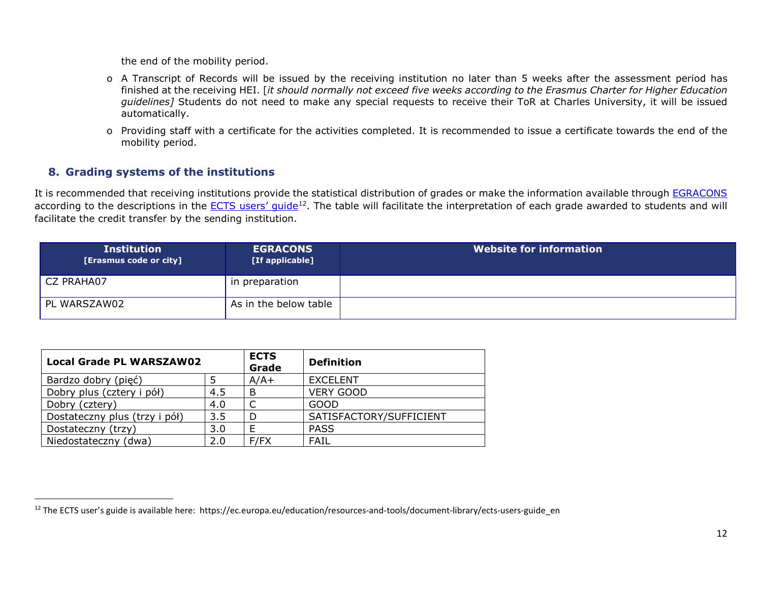the end of the mobility period.

- A Transcript of Records will be issued by the receiving institution no later than 5 weeks after the assessment period has finished at the receiving HEI. [*it should normally not exceed five weeks according to the Erasmus Charter for Higher Education guidelines]* Students do not need to make any special requests to receive their ToR at Charles University, it will be issued automatically.
- Providing staff with a certificate for the activities completed. It is recommended to issue a certificate towards the end of the mobility period.

## 8. Grading systems of the institutions

It is recommended that receiving institutions provide the statistical distribution of grades or make the information available through EGRACONS according to the descriptions in the ECTS users' guide[12]. The table will facilitate the interpretation of each grade awarded to students and will facilitate the credit transfer by the sending institution.

| **Institution** **[Erasmus code or city]** | **EGRACONS** **[If applicable]** | **Website for information** |
|---|---|---|
| CZ PRAHA07 | in preparation | |
| PL WARSZAW02 | As in the below table | |

| **Local Grade PL WARSZAW02** | | **ECTS Grade** | **Definition** |
|---|---|---|---|
| Bardzo dobry (pięć) | 5 | A/A+ | EXCELENT |
| Dobry plus (cztery i pół) | 4.5 | B | VERY GOOD |
| Dobry (cztery) | 4.0 | C | GOOD |
| Dostateczny plus (trzy i pół) | 3.5 | D | SATISFACTORY/SUFFICIENT |
| Dostateczny (trzy) | 3.0 | E | PASS |
| Niedostateczny (dwa) | 2.0 | F/FX | FAIL |

[12] The ECTS user's guide is available here: https://ec.europa.eu/education/resources-and-tools/document-library/ects-users-guide_en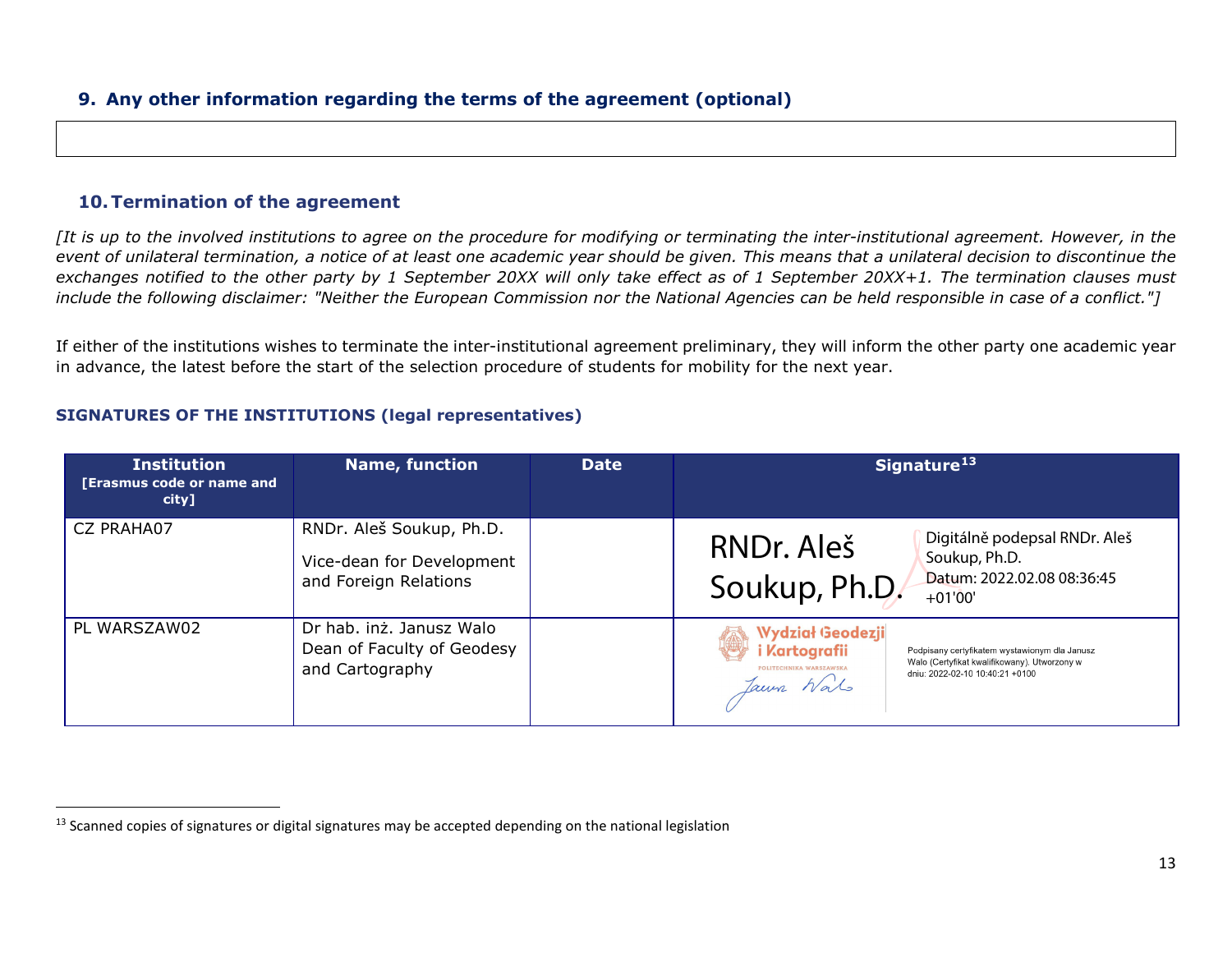## 9. Any other information regarding the terms of the agreement (optional)

| |
|---|
| |

## 10. Termination of the agreement

*[It is up to the involved institutions to agree on the procedure for modifying or terminating the inter-institutional agreement. However, in the event of unilateral termination, a notice of at least one academic year should be given. This means that a unilateral decision to discontinue the exchanges notified to the other party by 1 September 20XX will only take effect as of 1 September 20XX+1. The termination clauses must include the following disclaimer: "Neither the European Commission nor the National Agencies can be held responsible in case of a conflict."]*

If either of the institutions wishes to terminate the inter-institutional agreement preliminary, they will inform the other party one academic year in advance, the latest before the start of the selection procedure of students for mobility for the next year.

**SIGNATURES OF THE INSTITUTIONS (legal representatives)**

| Institution [Erasmus code or name and city] | Name, function | Date | Signature[13] |
|---|---|---|---|
| CZ PRAHA07 | RNDr. Aleš Soukup, Ph.D.<br>Vice-dean for Development and Foreign Relations | | RNDr. Aleš Soukup, Ph.D. Digitálně podepsal RNDr. Aleš Soukup, Ph.D. Datum: 2022.02.08 08:36:45 +01'00' |
| PL WARSZAW02 | Dr hab. inż. Janusz Walo<br>Dean of Faculty of Geodesy and Cartography | | Wydział Geodezji i Kartografii POLITECHNIKA WARSZAWSKA Podpisany certyfikatem wystawionym dla Janusz Walo (Certyfikat kwalifikowany). Utworzony w dniu: 2022-02-10 10:40:21 +0100 |

[13] Scanned copies of signatures or digital signatures may be accepted depending on the national legislation